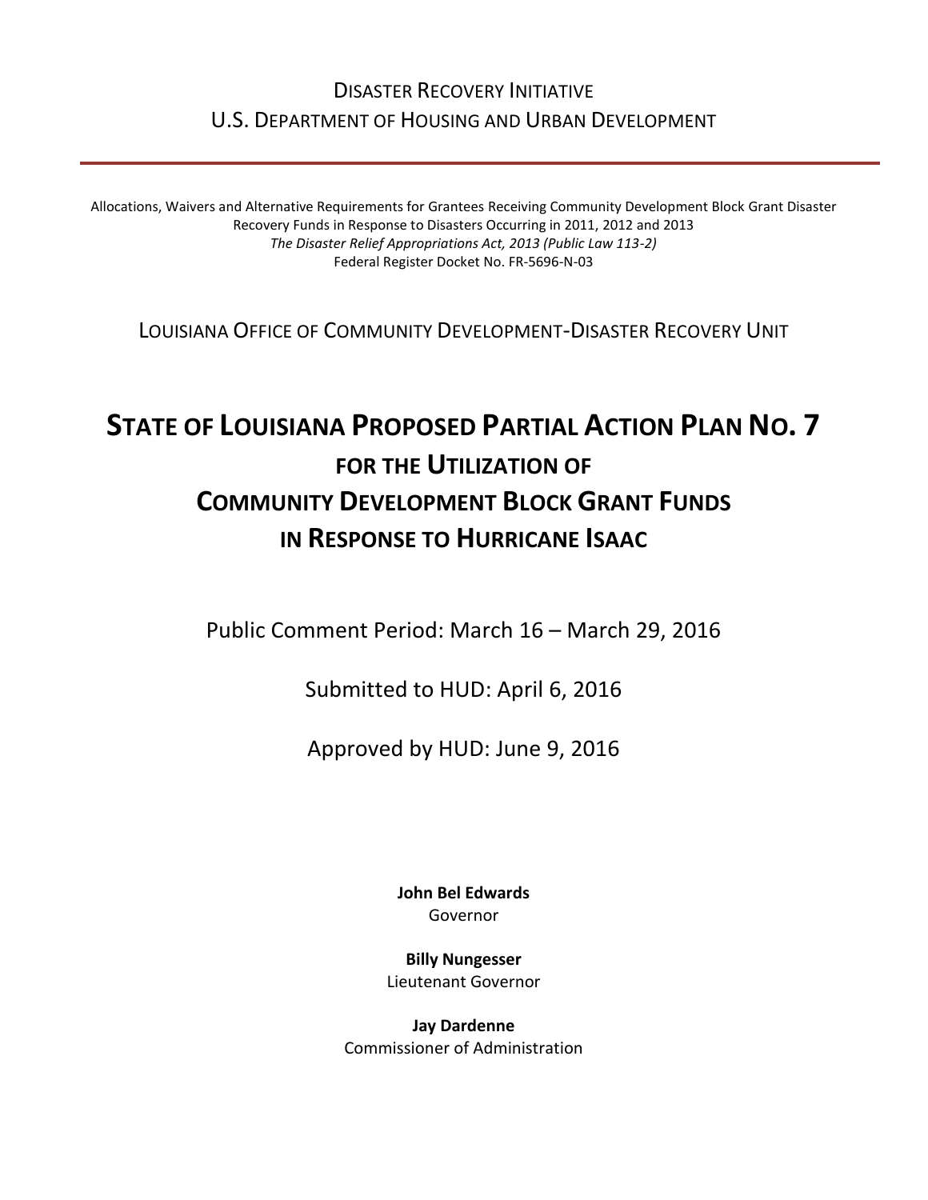DISASTER RECOVERY INITIATIVE
U.S. DEPARTMENT OF HOUSING AND URBAN DEVELOPMENT

---

Allocations, Waivers and Alternative Requirements for Grantees Receiving Community Development Block Grant Disaster Recovery Funds in Response to Disasters Occurring in 2011, 2012 and 2013
*The Disaster Relief Appropriations Act, 2013 (Public Law 113-2)*
Federal Register Docket No. FR-5696-N-03

LOUISIANA OFFICE OF COMMUNITY DEVELOPMENT-DISASTER RECOVERY UNIT

# STATE OF LOUISIANA PROPOSED PARTIAL ACTION PLAN NO. 7
## FOR THE UTILIZATION OF
## COMMUNITY DEVELOPMENT BLOCK GRANT FUNDS
## IN RESPONSE TO HURRICANE ISAAC

Public Comment Period: March 16 – March 29, 2016

Submitted to HUD: April 6, 2016

Approved by HUD: June 9, 2016

**John Bel Edwards**
Governor

**Billy Nungesser**
Lieutenant Governor

**Jay Dardenne**
Commissioner of Administration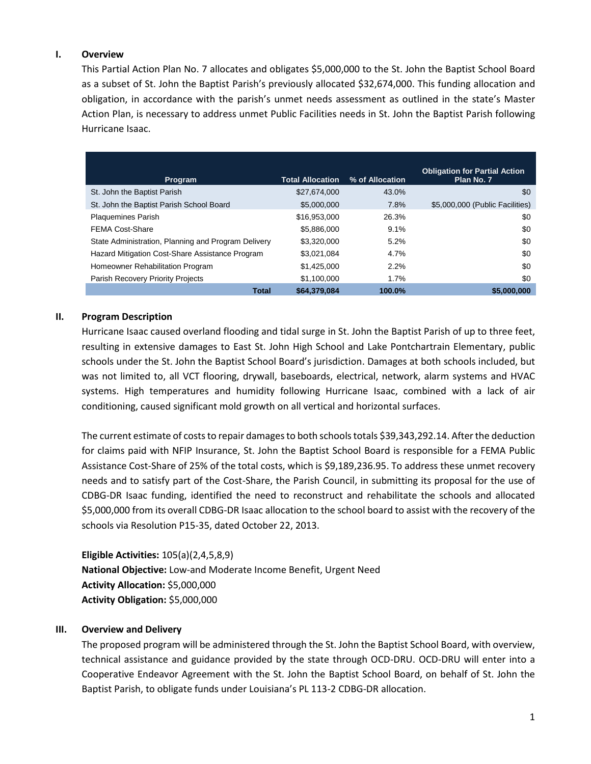## I. Overview

This Partial Action Plan No. 7 allocates and obligates $5,000,000 to the St. John the Baptist School Board as a subset of St. John the Baptist Parish's previously allocated $32,674,000. This funding allocation and obligation, in accordance with the parish's unmet needs assessment as outlined in the state's Master Action Plan, is necessary to address unmet Public Facilities needs in St. John the Baptist Parish following Hurricane Isaac.

| Program | Total Allocation | % of Allocation | Obligation for Partial Action Plan No. 7 |
|---|---|---|---|
| St. John the Baptist Parish | $27,674,000 | 43.0% | $0 |
| St. John the Baptist Parish School Board | $5,000,000 | 7.8% | $5,000,000 (Public Facilities) |
| Plaquemines Parish | $16,953,000 | 26.3% | $0 |
| FEMA Cost-Share | $5,886,000 | 9.1% | $0 |
| State Administration, Planning and Program Delivery | $3,320,000 | 5.2% | $0 |
| Hazard Mitigation Cost-Share Assistance Program | $3,021,084 | 4.7% | $0 |
| Homeowner Rehabilitation Program | $1,425,000 | 2.2% | $0 |
| Parish Recovery Priority Projects | $1,100,000 | 1.7% | $0 |
| **Total** | **$64,379,084** | **100.0%** | **$5,000,000** |

## II. Program Description

Hurricane Isaac caused overland flooding and tidal surge in St. John the Baptist Parish of up to three feet, resulting in extensive damages to East St. John High School and Lake Pontchartrain Elementary, public schools under the St. John the Baptist School Board's jurisdiction. Damages at both schools included, but was not limited to, all VCT flooring, drywall, baseboards, electrical, network, alarm systems and HVAC systems. High temperatures and humidity following Hurricane Isaac, combined with a lack of air conditioning, caused significant mold growth on all vertical and horizontal surfaces.

The current estimate of costs to repair damages to both schools totals $39,343,292.14. After the deduction for claims paid with NFIP Insurance, St. John the Baptist School Board is responsible for a FEMA Public Assistance Cost-Share of 25% of the total costs, which is $9,189,236.95. To address these unmet recovery needs and to satisfy part of the Cost-Share, the Parish Council, in submitting its proposal for the use of CDBG-DR Isaac funding, identified the need to reconstruct and rehabilitate the schools and allocated $5,000,000 from its overall CDBG-DR Isaac allocation to the school board to assist with the recovery of the schools via Resolution P15-35, dated October 22, 2013.

**Eligible Activities:** 105(a)(2,4,5,8,9)
**National Objective:** Low-and Moderate Income Benefit, Urgent Need
**Activity Allocation:** $5,000,000
**Activity Obligation:** $5,000,000

## III. Overview and Delivery

The proposed program will be administered through the St. John the Baptist School Board, with overview, technical assistance and guidance provided by the state through OCD-DRU. OCD-DRU will enter into a Cooperative Endeavor Agreement with the St. John the Baptist School Board, on behalf of St. John the Baptist Parish, to obligate funds under Louisiana's PL 113-2 CDBG-DR allocation.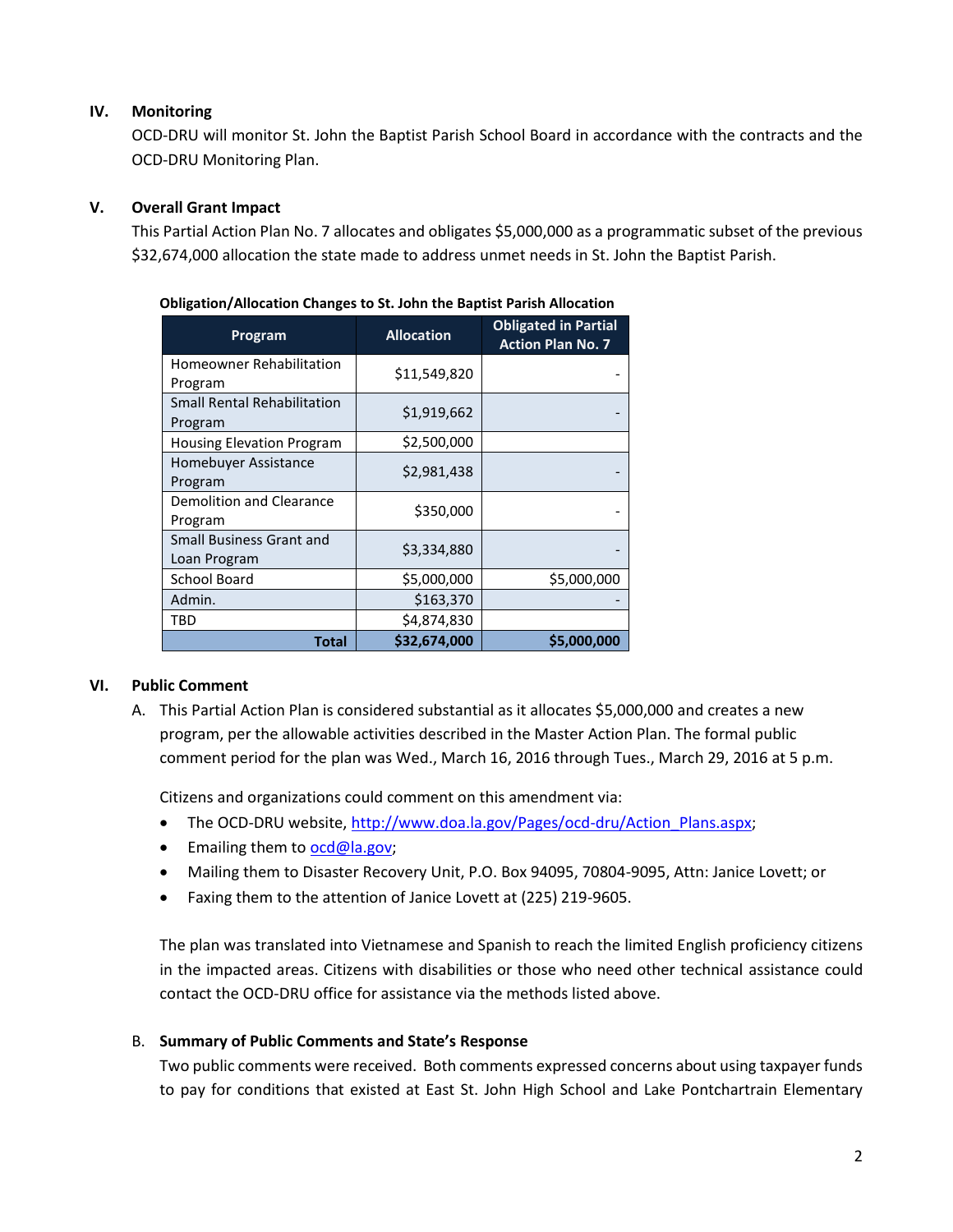## IV. Monitoring

OCD-DRU will monitor St. John the Baptist Parish School Board in accordance with the contracts and the OCD-DRU Monitoring Plan.

## V. Overall Grant Impact

This Partial Action Plan No. 7 allocates and obligates $5,000,000 as a programmatic subset of the previous $32,674,000 allocation the state made to address unmet needs in St. John the Baptist Parish.

**Obligation/Allocation Changes to St. John the Baptist Parish Allocation**

| Program | Allocation | Obligated in Partial Action Plan No. 7 |
|---|---|---|
| Homeowner Rehabilitation Program | $11,549,820 | - |
| Small Rental Rehabilitation Program | $1,919,662 | - |
| Housing Elevation Program | $2,500,000 | |
| Homebuyer Assistance Program | $2,981,438 | - |
| Demolition and Clearance Program | $350,000 | - |
| Small Business Grant and Loan Program | $3,334,880 | - |
| School Board | $5,000,000 | $5,000,000 |
| Admin. | $163,370 | - |
| TBD | $4,874,830 | |
| **Total** | **$32,674,000** | **$5,000,000** |

## VI. Public Comment

A. This Partial Action Plan is considered substantial as it allocates $5,000,000 and creates a new program, per the allowable activities described in the Master Action Plan. The formal public comment period for the plan was Wed., March 16, 2016 through Tues., March 29, 2016 at 5 p.m.

Citizens and organizations could comment on this amendment via:

- The OCD-DRU website, http://www.doa.la.gov/Pages/ocd-dru/Action_Plans.aspx;
- Emailing them to ocd@la.gov;
- Mailing them to Disaster Recovery Unit, P.O. Box 94095, 70804-9095, Attn: Janice Lovett; or
- Faxing them to the attention of Janice Lovett at (225) 219-9605.

The plan was translated into Vietnamese and Spanish to reach the limited English proficiency citizens in the impacted areas. Citizens with disabilities or those who need other technical assistance could contact the OCD-DRU office for assistance via the methods listed above.

B. **Summary of Public Comments and State's Response**

Two public comments were received. Both comments expressed concerns about using taxpayer funds to pay for conditions that existed at East St. John High School and Lake Pontchartrain Elementary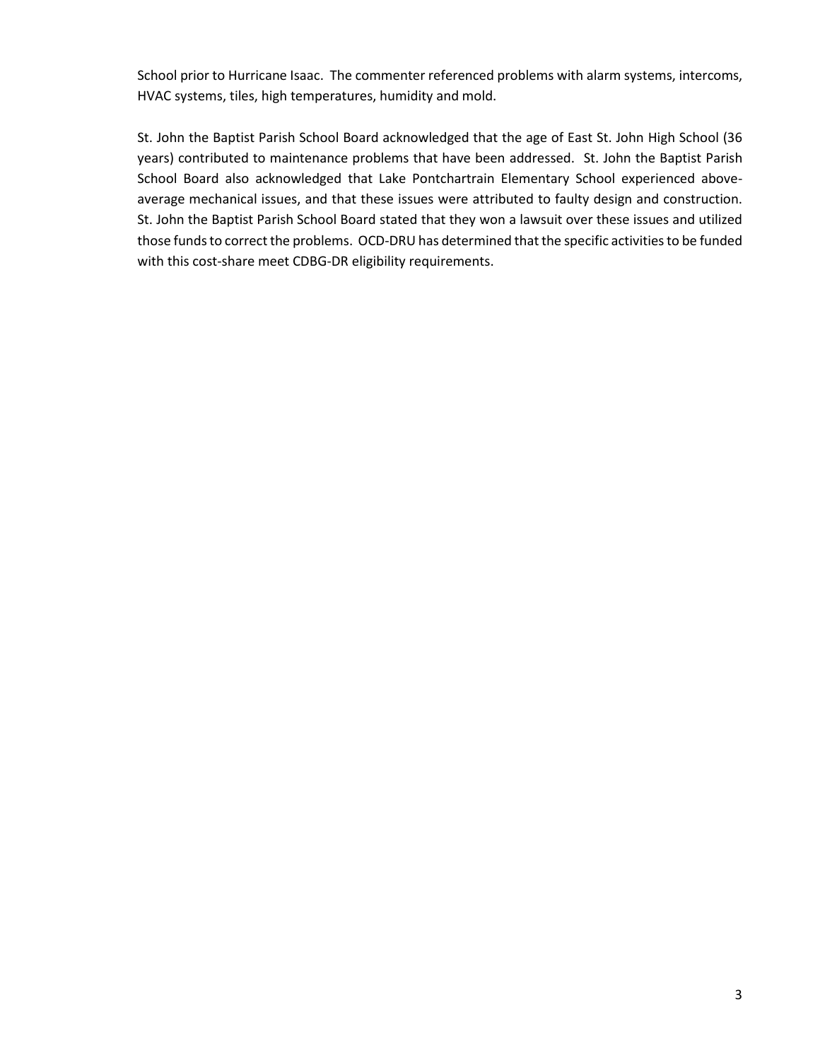School prior to Hurricane Isaac. The commenter referenced problems with alarm systems, intercoms, HVAC systems, tiles, high temperatures, humidity and mold.

St. John the Baptist Parish School Board acknowledged that the age of East St. John High School (36 years) contributed to maintenance problems that have been addressed. St. John the Baptist Parish School Board also acknowledged that Lake Pontchartrain Elementary School experienced above-average mechanical issues, and that these issues were attributed to faulty design and construction. St. John the Baptist Parish School Board stated that they won a lawsuit over these issues and utilized those funds to correct the problems. OCD-DRU has determined that the specific activities to be funded with this cost-share meet CDBG-DR eligibility requirements.